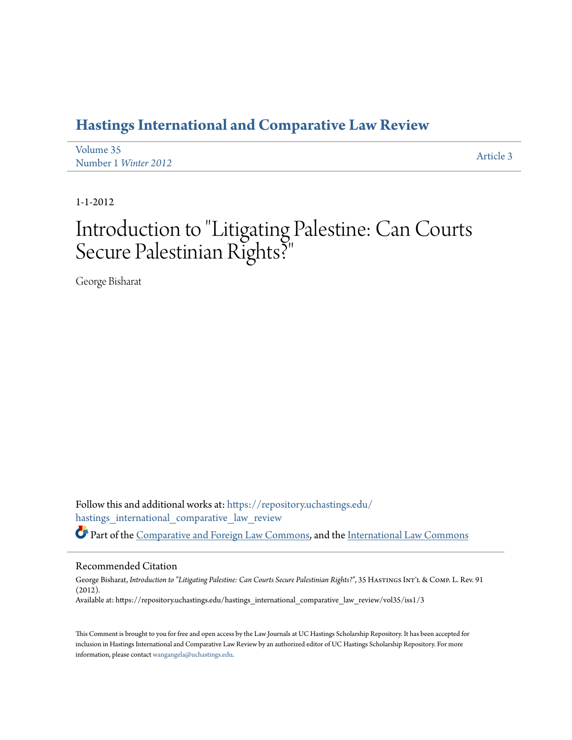# Hastings International and Comparative Law Review

Volume 35
Number 1 *Winter 2012*

Article 3

1-1-2012

# Introduction to "Litigating Palestine: Can Courts Secure Palestinian Rights?"

George Bisharat

Follow this and additional works at: https://repository.uchastings.edu/hastings_international_comparative_law_review

Part of the Comparative and Foreign Law Commons, and the International Law Commons

## Recommended Citation

George Bisharat, *Introduction to "Litigating Palestine: Can Courts Secure Palestinian Rights?"*, 35 Hastings Int'l & Comp. L. Rev. 91 (2012).
Available at: https://repository.uchastings.edu/hastings_international_comparative_law_review/vol35/iss1/3

This Comment is brought to you for free and open access by the Law Journals at UC Hastings Scholarship Repository. It has been accepted for inclusion in Hastings International and Comparative Law Review by an authorized editor of UC Hastings Scholarship Repository. For more information, please contact wangangela@uchastings.edu.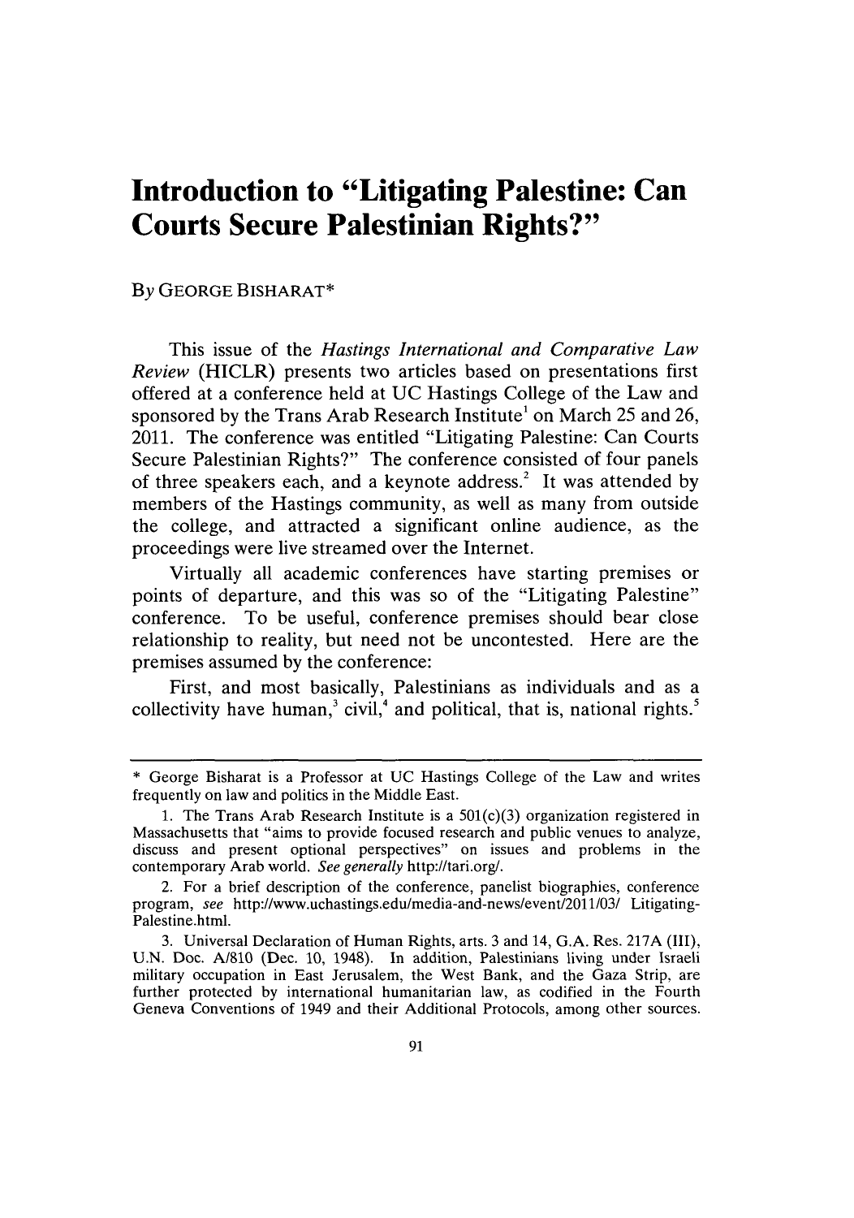# Introduction to "Litigating Palestine: Can Courts Secure Palestinian Rights?"

By GEORGE BISHARAT*

This issue of the *Hastings International and Comparative Law Review* (HICLR) presents two articles based on presentations first offered at a conference held at UC Hastings College of the Law and sponsored by the Trans Arab Research Institute[1] on March 25 and 26, 2011. The conference was entitled "Litigating Palestine: Can Courts Secure Palestinian Rights?" The conference consisted of four panels of three speakers each, and a keynote address.[2] It was attended by members of the Hastings community, as well as many from outside the college, and attracted a significant online audience, as the proceedings were live streamed over the Internet.

Virtually all academic conferences have starting premises or points of departure, and this was so of the "Litigating Palestine" conference. To be useful, conference premises should bear close relationship to reality, but need not be uncontested. Here are the premises assumed by the conference:

First, and most basically, Palestinians as individuals and as a collectivity have human,[3] civil,[4] and political, that is, national rights.[5]

---

\* George Bisharat is a Professor at UC Hastings College of the Law and writes frequently on law and politics in the Middle East.

1. The Trans Arab Research Institute is a 501(c)(3) organization registered in Massachusetts that "aims to provide focused research and public venues to analyze, discuss and present optional perspectives" on issues and problems in the contemporary Arab world. *See generally* http://tari.org/.

2. For a brief description of the conference, panelist biographies, conference program, *see* http://www.uchastings.edu/media-and-news/event/2011/03/ Litigating-Palestine.html.

3. Universal Declaration of Human Rights, arts. 3 and 14, G.A. Res. 217A (III), U.N. Doc. A/810 (Dec. 10, 1948). In addition, Palestinians living under Israeli military occupation in East Jerusalem, the West Bank, and the Gaza Strip, are further protected by international humanitarian law, as codified in the Fourth Geneva Conventions of 1949 and their Additional Protocols, among other sources.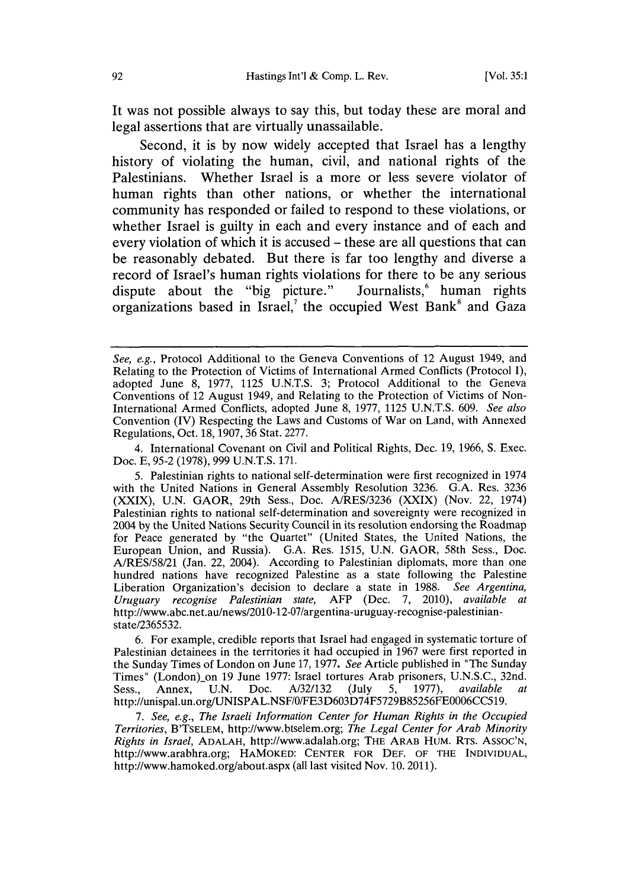It was not possible always to say this, but today these are moral and legal assertions that are virtually unassailable.

Second, it is by now widely accepted that Israel has a lengthy history of violating the human, civil, and national rights of the Palestinians. Whether Israel is a more or less severe violator of human rights than other nations, or whether the international community has responded or failed to respond to these violations, or whether Israel is guilty in each and every instance and of each and every violation of which it is accused – these are all questions that can be reasonably debated. But there is far too lengthy and diverse a record of Israel's human rights violations for there to be any serious dispute about the "big picture." Journalists,[6] human rights organizations based in Israel,[7] the occupied West Bank[8] and Gaza

---

*See, e.g.*, Protocol Additional to the Geneva Conventions of 12 August 1949, and Relating to the Protection of Victims of International Armed Conflicts (Protocol I), adopted June 8, 1977, 1125 U.N.T.S. 3; Protocol Additional to the Geneva Conventions of 12 August 1949, and Relating to the Protection of Victims of Non-International Armed Conflicts, adopted June 8, 1977, 1125 U.N.T.S. 609. *See also* Convention (IV) Respecting the Laws and Customs of War on Land, with Annexed Regulations, Oct. 18, 1907, 36 Stat. 2277.

4. International Covenant on Civil and Political Rights, Dec. 19, 1966, S. Exec. Doc. E, 95-2 (1978), 999 U.N.T.S. 171.

5. Palestinian rights to national self-determination were first recognized in 1974 with the United Nations in General Assembly Resolution 3236. G.A. Res. 3236 (XXIX), U.N. GAOR, 29th Sess., Doc. A/RES/3236 (XXIX) (Nov. 22, 1974) Palestinian rights to national self-determination and sovereignty were recognized in 2004 by the United Nations Security Council in its resolution endorsing the Roadmap for Peace generated by "the Quartet" (United States, the United Nations, the European Union, and Russia). G.A. Res. 1515, U.N. GAOR, 58th Sess., Doc. A/RES/58/21 (Jan. 22, 2004). According to Palestinian diplomats, more than one hundred nations have recognized Palestine as a state following the Palestine Liberation Organization's decision to declare a state in 1988. *See Argentina, Uruguay recognise Palestinian state*, AFP (Dec. 7, 2010), *available at* http://www.abc.net.au/news/2010-12-07/argentina-uruguay-recognise-palestinian-state/2365532.

6. For example, credible reports that Israel had engaged in systematic torture of Palestinian detainees in the territories it had occupied in 1967 were first reported in the Sunday Times of London on June 17, 1977. *See* Article published in "The Sunday Times" (London)_on 19 June 1977: Israel tortures Arab prisoners, U.N.S.C., 32nd. Sess., Annex, U.N. Doc. A/32/132 (July 5, 1977), *available at* http://unispal.un.org/UNISPAL.NSF/0/FE3D603D74F5729B85256FE0006CC519.

7. *See, e.g.*, *The Israeli Information Center for Human Rights in the Occupied Territories*, B'TSELEM, http://www.btselem.org; *The Legal Center for Arab Minority Rights in Israel*, ADALAH, http://www.adalah.org; THE ARAB HUM. RTS. ASSOC'N, http://www.arabhra.org; HAMOKED: CENTER FOR DEF. OF THE INDIVIDUAL, http://www.hamoked.org/about.aspx (all last visited Nov. 10. 2011).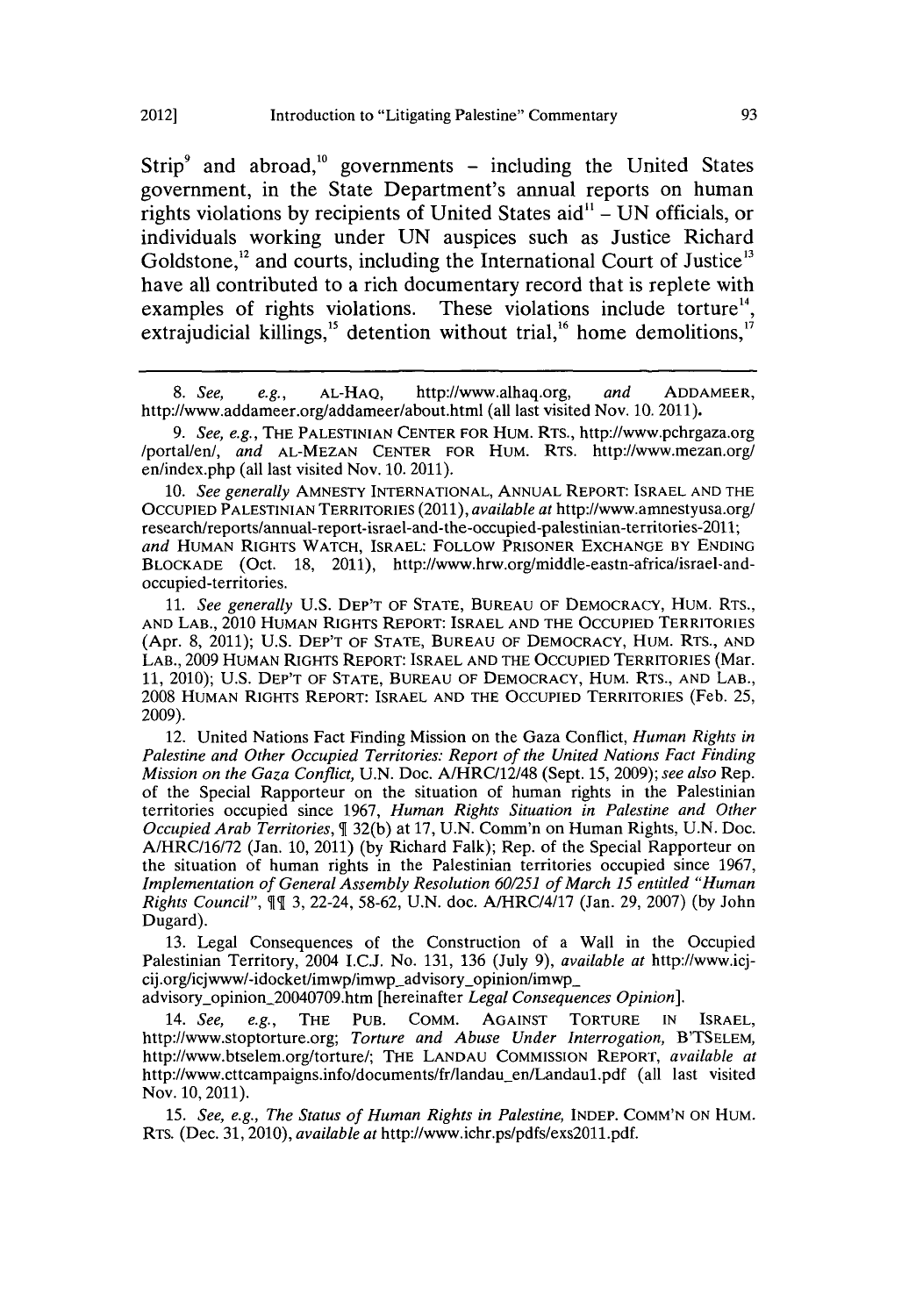Strip[9] and abroad,[10] governments – including the United States government, in the State Department's annual reports on human rights violations by recipients of United States aid[11] – UN officials, or individuals working under UN auspices such as Justice Richard Goldstone,[12] and courts, including the International Court of Justice[13] have all contributed to a rich documentary record that is replete with examples of rights violations. These violations include torture[14], extrajudicial killings,[15] detention without trial,[16] home demolitions,[17]

---

8. *See, e.g.*, AL-HAQ, http://www.alhaq.org, *and* ADDAMEER, http://www.addameer.org/addameer/about.html (all last visited Nov. 10. 2011).

9. *See, e.g.*, THE PALESTINIAN CENTER FOR HUM. RTS., http://www.pchrgaza.org /portal/en/, *and* AL-MEZAN CENTER FOR HUM. RTS. http://www.mezan.org/ en/index.php (all last visited Nov. 10. 2011).

10. *See generally* AMNESTY INTERNATIONAL, ANNUAL REPORT: ISRAEL AND THE OCCUPIED PALESTINIAN TERRITORIES (2011), *available at* http://www.amnestyusa.org/ research/reports/annual-report-israel-and-the-occupied-palestinian-territories-2011; *and* HUMAN RIGHTS WATCH, ISRAEL: FOLLOW PRISONER EXCHANGE BY ENDING BLOCKADE (Oct. 18, 2011), http://www.hrw.org/middle-eastn-africa/israel-and-occupied-territories.

11. *See generally* U.S. DEP'T OF STATE, BUREAU OF DEMOCRACY, HUM. RTS., AND LAB., 2010 HUMAN RIGHTS REPORT: ISRAEL AND THE OCCUPIED TERRITORIES (Apr. 8, 2011); U.S. DEP'T OF STATE, BUREAU OF DEMOCRACY, HUM. RTS., AND LAB., 2009 HUMAN RIGHTS REPORT: ISRAEL AND THE OCCUPIED TERRITORIES (Mar. 11, 2010); U.S. DEP'T OF STATE, BUREAU OF DEMOCRACY, HUM. RTS., AND LAB., 2008 HUMAN RIGHTS REPORT: ISRAEL AND THE OCCUPIED TERRITORIES (Feb. 25, 2009).

12. United Nations Fact Finding Mission on the Gaza Conflict, *Human Rights in Palestine and Other Occupied Territories: Report of the United Nations Fact Finding Mission on the Gaza Conflict*, U.N. Doc. A/HRC/12/48 (Sept. 15, 2009); *see also* Rep. of the Special Rapporteur on the situation of human rights in the Palestinian territories occupied since 1967, *Human Rights Situation in Palestine and Other Occupied Arab Territories*, ¶ 32(b) at 17, U.N. Comm'n on Human Rights, U.N. Doc. A/HRC/16/72 (Jan. 10, 2011) (by Richard Falk); Rep. of the Special Rapporteur on the situation of human rights in the Palestinian territories occupied since 1967, *Implementation of General Assembly Resolution 60/251 of March 15 entitled "Human Rights Council"*, ¶¶ 3, 22-24, 58-62, U.N. doc. A/HRC/4/17 (Jan. 29, 2007) (by John Dugard).

13. Legal Consequences of the Construction of a Wall in the Occupied Palestinian Territory, 2004 I.C.J. No. 131, 136 (July 9), *available at* http://www.icj-cij.org/icjwww/-idocket/imwp/imwp_advisory_opinion/imwp_ advisory_opinion_20040709.htm [hereinafter *Legal Consequences Opinion*].

14. *See, e.g.*, THE PUB. COMM. AGAINST TORTURE IN ISRAEL, http://www.stoptorture.org; *Torture and Abuse Under Interrogation*, B'TSELEM, http://www.btselem.org/torture/; THE LANDAU COMMISSION REPORT, *available at* http://www.cttcampaigns.info/documents/fr/landau_en/Landau1.pdf (all last visited Nov. 10, 2011).

15. *See, e.g.*, *The Status of Human Rights in Palestine*, INDEP. COMM'N ON HUM. RTS. (Dec. 31, 2010), *available at* http://www.ichr.ps/pdfs/exs2011.pdf.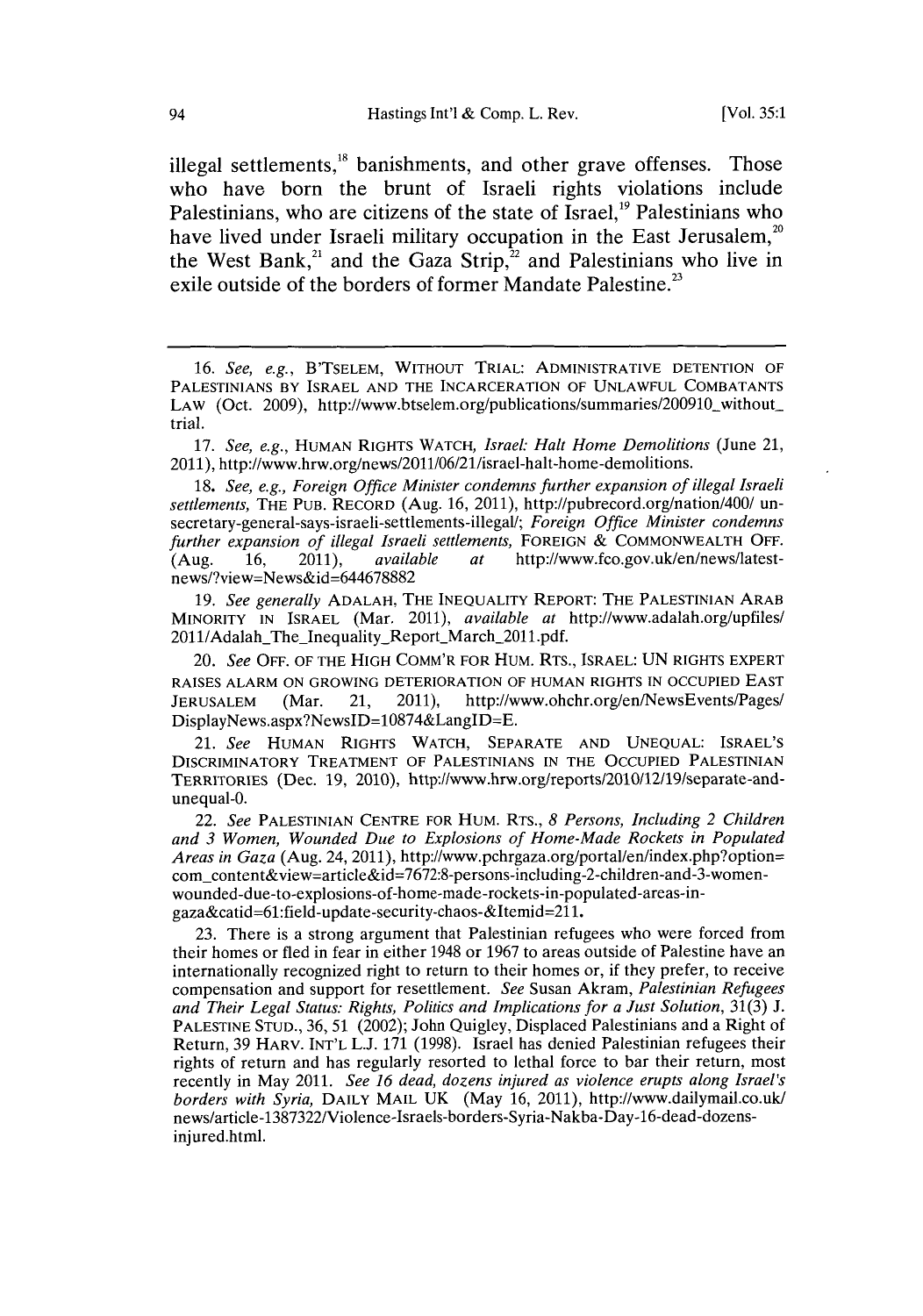illegal settlements,[18] banishments, and other grave offenses. Those who have born the brunt of Israeli rights violations include Palestinians, who are citizens of the state of Israel,[19] Palestinians who have lived under Israeli military occupation in the East Jerusalem,[20] the West Bank,[21] and the Gaza Strip,[22] and Palestinians who live in exile outside of the borders of former Mandate Palestine.[23]

---

16. *See, e.g.*, B'TSELEM, WITHOUT TRIAL: ADMINISTRATIVE DETENTION OF PALESTINIANS BY ISRAEL AND THE INCARCERATION OF UNLAWFUL COMBATANTS LAW (Oct. 2009), http://www.btselem.org/publications/summaries/200910_without_trial.

17. *See, e.g.*, HUMAN RIGHTS WATCH, *Israel: Halt Home Demolitions* (June 21, 2011), http://www.hrw.org/news/2011/06/21/israel-halt-home-demolitions.

18. *See, e.g.*, *Foreign Office Minister condemns further expansion of illegal Israeli settlements*, THE PUB. RECORD (Aug. 16, 2011), http://pubrecord.org/nation/400/ un-secretary-general-says-israeli-settlements-illegal/; *Foreign Office Minister condemns further expansion of illegal Israeli settlements*, FOREIGN & COMMONWEALTH OFF. (Aug. 16, 2011), *available at* http://www.fco.gov.uk/en/news/latest-news/?view=News&id=644678882

19. *See generally* ADALAH, THE INEQUALITY REPORT: THE PALESTINIAN ARAB MINORITY IN ISRAEL (Mar. 2011), *available at* http://www.adalah.org/upfiles/ 2011/Adalah_The_Inequality_Report_March_2011.pdf.

20. *See* OFF. OF THE HIGH COMM'R FOR HUM. RTS., ISRAEL: UN RIGHTS EXPERT RAISES ALARM ON GROWING DETERIORATION OF HUMAN RIGHTS IN OCCUPIED EAST JERUSALEM (Mar. 21, 2011), http://www.ohchr.org/en/NewsEvents/Pages/ DisplayNews.aspx?NewsID=10874&LangID=E.

21. *See* HUMAN RIGHTS WATCH, SEPARATE AND UNEQUAL: ISRAEL'S DISCRIMINATORY TREATMENT OF PALESTINIANS IN THE OCCUPIED PALESTINIAN TERRITORIES (Dec. 19, 2010), http://www.hrw.org/reports/2010/12/19/separate-and-unequal-0.

22. *See* PALESTINIAN CENTRE FOR HUM. RTS., *8 Persons, Including 2 Children and 3 Women, Wounded Due to Explosions of Home-Made Rockets in Populated Areas in Gaza* (Aug. 24, 2011), http://www.pchrgaza.org/portal/en/index.php?option=com_content&view=article&id=7672:8-persons-including-2-children-and-3-women-wounded-due-to-explosions-of-home-made-rockets-in-populated-areas-in-gaza&catid=61:field-update-security-chaos-&Itemid=211.

23. There is a strong argument that Palestinian refugees who were forced from their homes or fled in fear in either 1948 or 1967 to areas outside of Palestine have an internationally recognized right to return to their homes or, if they prefer, to receive compensation and support for resettlement. *See* Susan Akram, *Palestinian Refugees and Their Legal Status: Rights, Politics and Implications for a Just Solution*, 31(3) J. PALESTINE STUD., 36, 51 (2002); John Quigley, Displaced Palestinians and a Right of Return, 39 HARV. INT'L L.J. 171 (1998). Israel has denied Palestinian refugees their rights of return and has regularly resorted to lethal force to bar their return, most recently in May 2011. *See 16 dead, dozens injured as violence erupts along Israel's borders with Syria*, DAILY MAIL UK (May 16, 2011), http://www.dailymail.co.uk/ news/article-1387322/Violence-Israels-borders-Syria-Nakba-Day-16-dead-dozens-injured.html.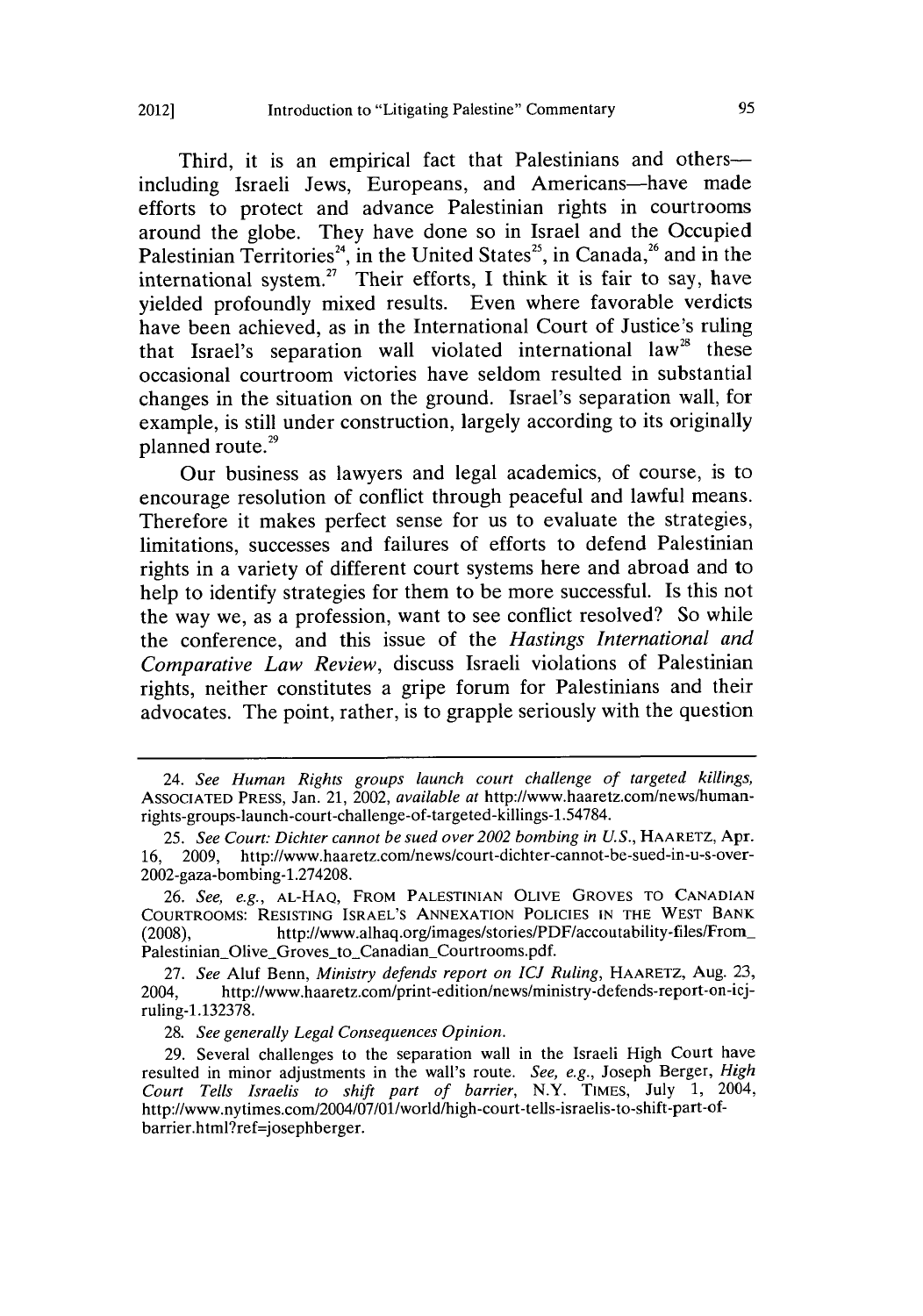Third, it is an empirical fact that Palestinians and others—including Israeli Jews, Europeans, and Americans—have made efforts to protect and advance Palestinian rights in courtrooms around the globe. They have done so in Israel and the Occupied Palestinian Territories[24], in the United States[25], in Canada,[26] and in the international system.[27] Their efforts, I think it is fair to say, have yielded profoundly mixed results. Even where favorable verdicts have been achieved, as in the International Court of Justice's ruling that Israel's separation wall violated international law[28] these occasional courtroom victories have seldom resulted in substantial changes in the situation on the ground. Israel's separation wall, for example, is still under construction, largely according to its originally planned route.[29]

Our business as lawyers and legal academics, of course, is to encourage resolution of conflict through peaceful and lawful means. Therefore it makes perfect sense for us to evaluate the strategies, limitations, successes and failures of efforts to defend Palestinian rights in a variety of different court systems here and abroad and to help to identify strategies for them to be more successful. Is this not the way we, as a profession, want to see conflict resolved? So while the conference, and this issue of the *Hastings International and Comparative Law Review*, discuss Israeli violations of Palestinian rights, neither constitutes a gripe forum for Palestinians and their advocates. The point, rather, is to grapple seriously with the question

---

24. *See Human Rights groups launch court challenge of targeted killings*, ASSOCIATED PRESS, Jan. 21, 2002, *available at* http://www.haaretz.com/news/human-rights-groups-launch-court-challenge-of-targeted-killings-1.54784.

25. *See Court: Dichter cannot be sued over 2002 bombing in U.S.*, HAARETZ, Apr. 16, 2009, http://www.haaretz.com/news/court-dichter-cannot-be-sued-in-u-s-over-2002-gaza-bombing-1.274208.

26. *See, e.g.*, AL-HAQ, FROM PALESTINIAN OLIVE GROVES TO CANADIAN COURTROOMS: RESISTING ISRAEL'S ANNEXATION POLICIES IN THE WEST BANK (2008), http://www.alhaq.org/images/stories/PDF/accoutability-files/From_Palestinian_Olive_Groves_to_Canadian_Courtrooms.pdf.

27. *See* Aluf Benn, *Ministry defends report on ICJ Ruling*, HAARETZ, Aug. 23, 2004, http://www.haaretz.com/print-edition/news/ministry-defends-report-on-icj-ruling-1.132378.

28. *See generally Legal Consequences Opinion*.

29. Several challenges to the separation wall in the Israeli High Court have resulted in minor adjustments in the wall's route. *See, e.g.*, Joseph Berger, *High Court Tells Israelis to shift part of barrier*, N.Y. TIMES, July 1, 2004, http://www.nytimes.com/2004/07/01/world/high-court-tells-israelis-to-shift-part-of-barrier.html?ref=josephberger.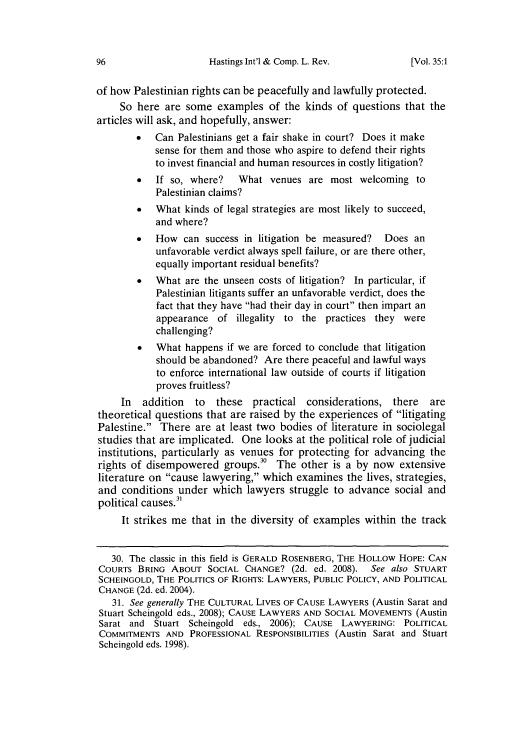of how Palestinian rights can be peacefully and lawfully protected.

So here are some examples of the kinds of questions that the articles will ask, and hopefully, answer:

- Can Palestinians get a fair shake in court? Does it make sense for them and those who aspire to defend their rights to invest financial and human resources in costly litigation?
- If so, where? What venues are most welcoming to Palestinian claims?
- What kinds of legal strategies are most likely to succeed, and where?
- How can success in litigation be measured? Does an unfavorable verdict always spell failure, or are there other, equally important residual benefits?
- What are the unseen costs of litigation? In particular, if Palestinian litigants suffer an unfavorable verdict, does the fact that they have "had their day in court" then impart an appearance of illegality to the practices they were challenging?
- What happens if we are forced to conclude that litigation should be abandoned? Are there peaceful and lawful ways to enforce international law outside of courts if litigation proves fruitless?

In addition to these practical considerations, there are theoretical questions that are raised by the experiences of "litigating Palestine." There are at least two bodies of literature in sociolegal studies that are implicated. One looks at the political role of judicial institutions, particularly as venues for protecting for advancing the rights of disempowered groups.[30] The other is a by now extensive literature on "cause lawyering," which examines the lives, strategies, and conditions under which lawyers struggle to advance social and political causes.[31]

It strikes me that in the diversity of examples within the track

---

30. The classic in this field is GERALD ROSENBERG, THE HOLLOW HOPE: CAN COURTS BRING ABOUT SOCIAL CHANGE? (2d. ed. 2008). *See also* STUART SCHEINGOLD, THE POLITICS OF RIGHTS: LAWYERS, PUBLIC POLICY, AND POLITICAL CHANGE (2d. ed. 2004).

31. *See generally* THE CULTURAL LIVES OF CAUSE LAWYERS (Austin Sarat and Stuart Scheingold eds., 2008); CAUSE LAWYERS AND SOCIAL MOVEMENTS (Austin Sarat and Stuart Scheingold eds., 2006); CAUSE LAWYERING: POLITICAL COMMITMENTS AND PROFESSIONAL RESPONSIBILITIES (Austin Sarat and Stuart Scheingold eds. 1998).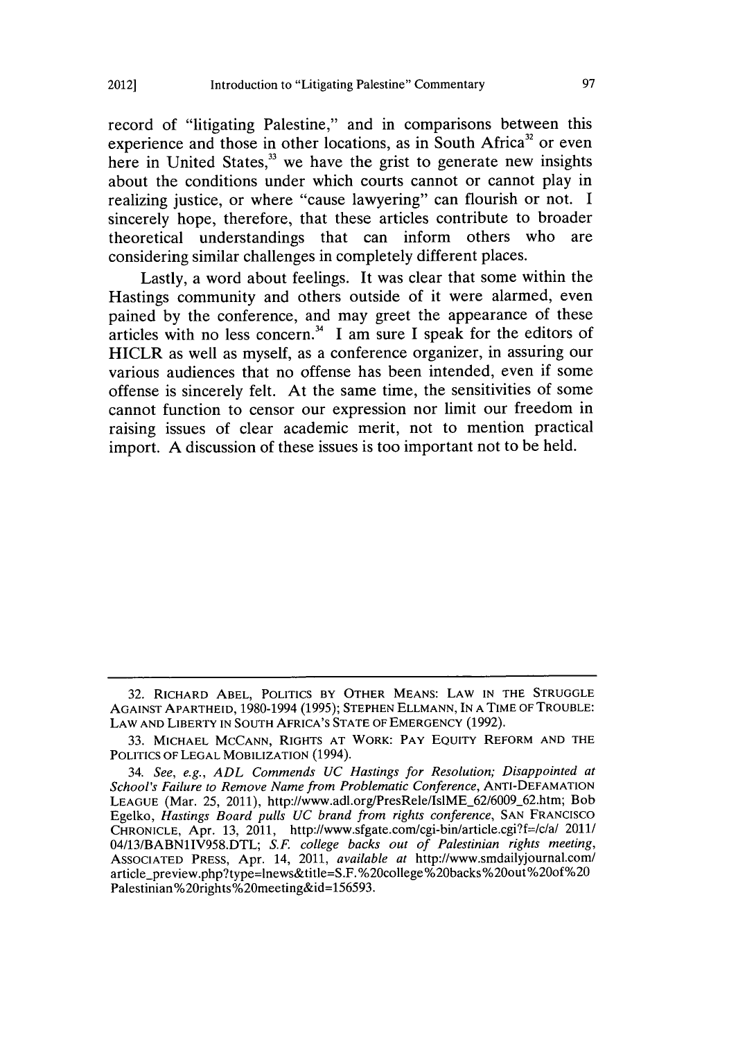record of "litigating Palestine," and in comparisons between this experience and those in other locations, as in South Africa[32] or even here in United States,[33] we have the grist to generate new insights about the conditions under which courts cannot or cannot play in realizing justice, or where "cause lawyering" can flourish or not. I sincerely hope, therefore, that these articles contribute to broader theoretical understandings that can inform others who are considering similar challenges in completely different places.

Lastly, a word about feelings. It was clear that some within the Hastings community and others outside of it were alarmed, even pained by the conference, and may greet the appearance of these articles with no less concern.[34] I am sure I speak for the editors of HICLR as well as myself, as a conference organizer, in assuring our various audiences that no offense has been intended, even if some offense is sincerely felt. At the same time, the sensitivities of some cannot function to censor our expression nor limit our freedom in raising issues of clear academic merit, not to mention practical import. A discussion of these issues is too important not to be held.

---

32. RICHARD ABEL, POLITICS BY OTHER MEANS: LAW IN THE STRUGGLE AGAINST APARTHEID, 1980-1994 (1995); STEPHEN ELLMANN, IN A TIME OF TROUBLE: LAW AND LIBERTY IN SOUTH AFRICA'S STATE OF EMERGENCY (1992).

33. MICHAEL MCCANN, RIGHTS AT WORK: PAY EQUITY REFORM AND THE POLITICS OF LEGAL MOBILIZATION (1994).

34. *See, e.g.*, *ADL Commends UC Hastings for Resolution; Disappointed at School's Failure to Remove Name from Problematic Conference*, ANTI-DEFAMATION LEAGUE (Mar. 25, 2011), http://www.adl.org/PresRele/IslME_62/6009_62.htm; Bob Egelko, *Hastings Board pulls UC brand from rights conference*, SAN FRANCISCO CHRONICLE, Apr. 13, 2011, http://www.sfgate.com/cgi-bin/article.cgi?f=/c/a/ 2011/ 04/13/BABN1IV958.DTL; *S.F. college backs out of Palestinian rights meeting*, ASSOCIATED PRESS, Apr. 14, 2011, *available at* http://www.smdailyjournal.com/ article_preview.php?type=lnews&title=S.F.%20college%20backs%20out%20of%20 Palestinian%20rights%20meeting&id=156593.